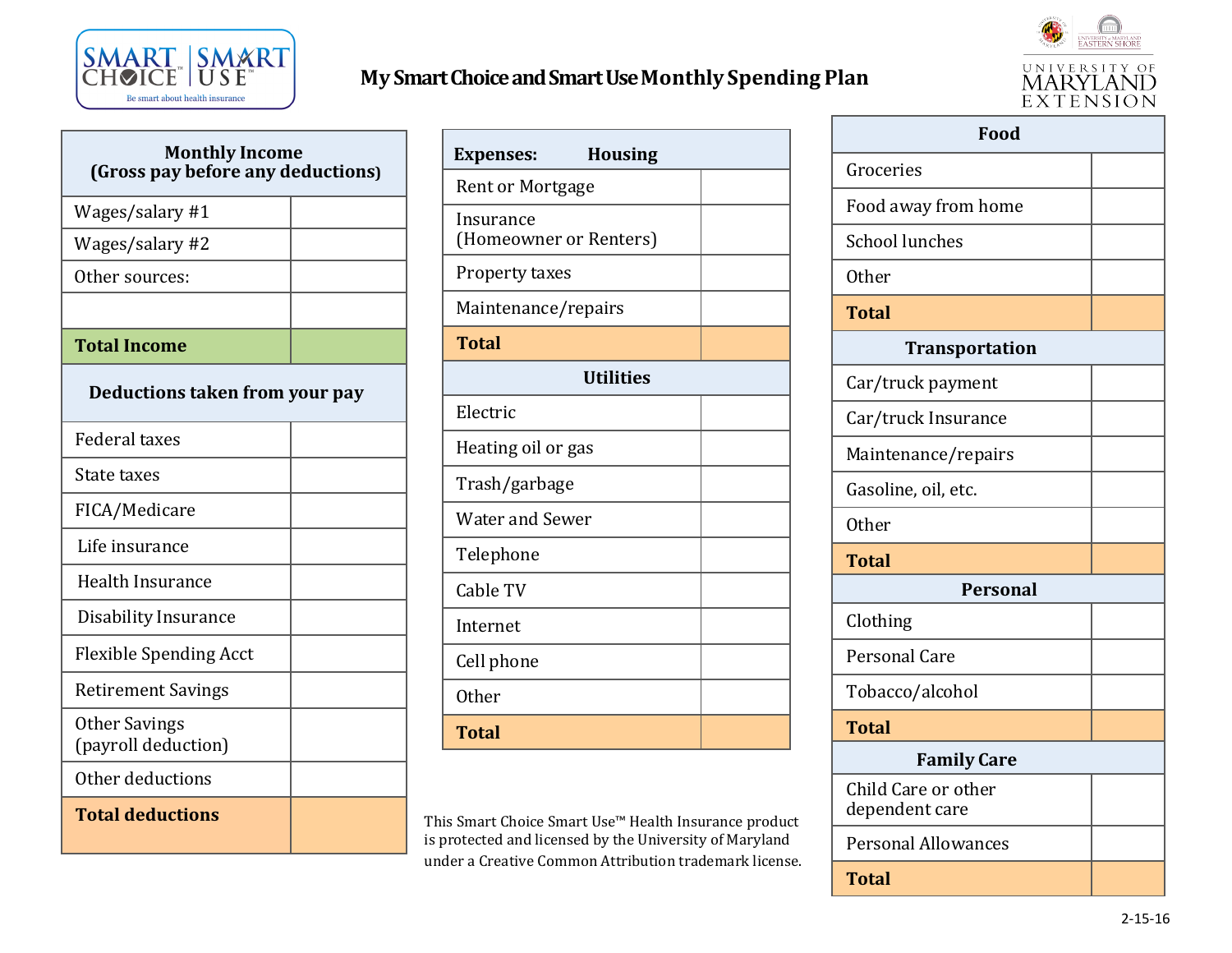# My Smart Choice and Smart Use Monthly Spending Plan

| Monthly Income (Gross pay before any deductions) | |
|---|---|
| Wages/salary #1 | |
| Wages/salary #2 | |
| Other sources: | |
| | |
| **Total Income** | |

| Deductions taken from your pay | |
|---|---|
| Federal taxes | |
| State taxes | |
| FICA/Medicare | |
| Life insurance | |
| Health Insurance | |
| Disability Insurance | |
| Flexible Spending Acct | |
| Retirement Savings | |
| Other Savings (payroll deduction) | |
| Other deductions | |
| **Total deductions** | |

| Expenses: Housing | |
|---|---|
| Rent or Mortgage | |
| Insurance (Homeowner or Renters) | |
| Property taxes | |
| Maintenance/repairs | |
| **Total** | |

| Utilities | |
|---|---|
| Electric | |
| Heating oil or gas | |
| Trash/garbage | |
| Water and Sewer | |
| Telephone | |
| Cable TV | |
| Internet | |
| Cell phone | |
| Other | |
| **Total** | |

This Smart Choice Smart Use™ Health Insurance product is protected and licensed by the University of Maryland under a Creative Common Attribution trademark license.

| Food | |
|---|---|
| Groceries | |
| Food away from home | |
| School lunches | |
| Other | |
| **Total** | |

| Transportation | |
|---|---|
| Car/truck payment | |
| Car/truck Insurance | |
| Maintenance/repairs | |
| Gasoline, oil, etc. | |
| Other | |
| **Total** | |

| Personal | |
|---|---|
| Clothing | |
| Personal Care | |
| Tobacco/alcohol | |
| **Total** | |

| Family Care | |
|---|---|
| Child Care or other dependent care | |
| Personal Allowances | |
| **Total** | |

2-15-16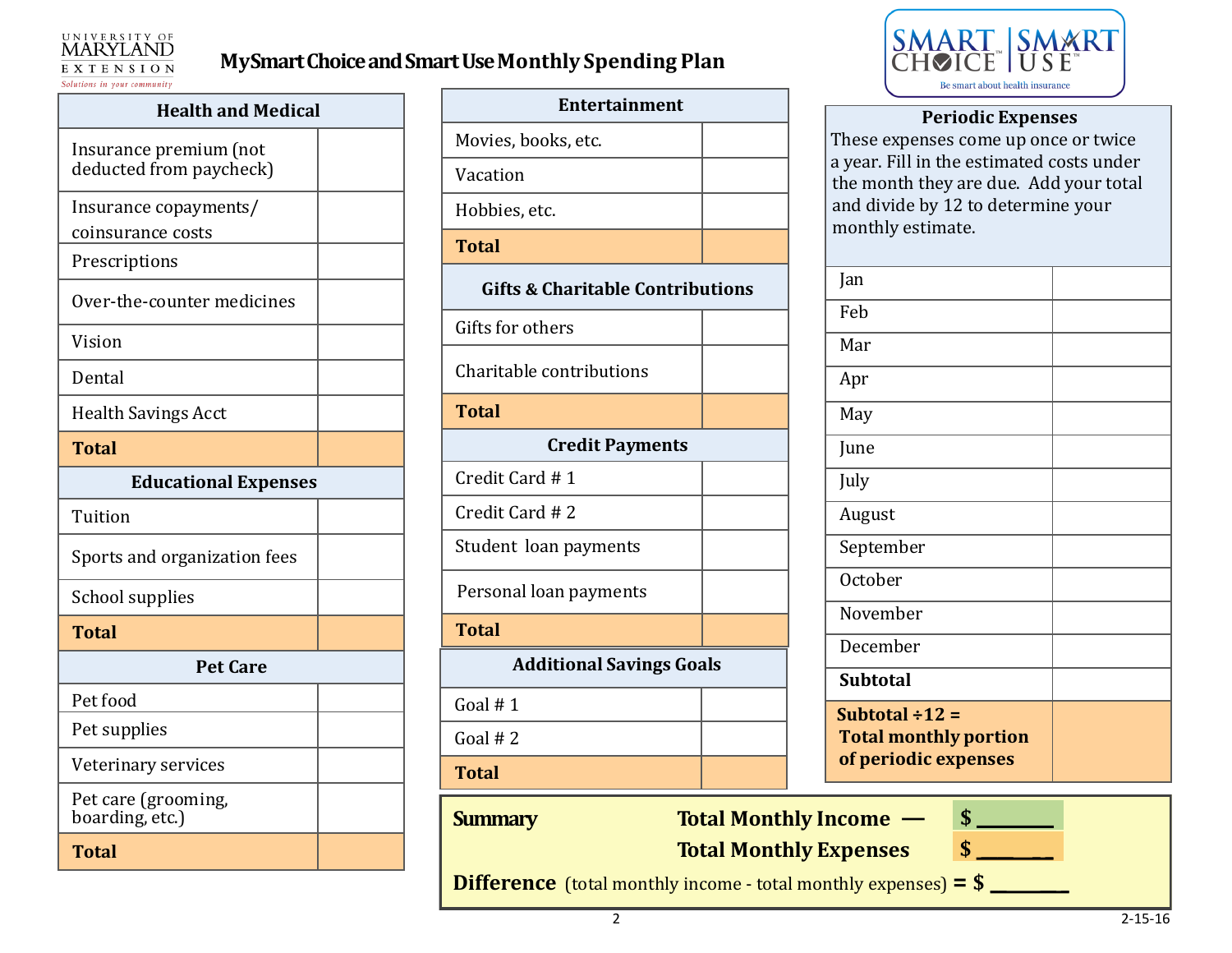# MySmart Choice and Smart Use Monthly Spending Plan

| Health and Medical | |
|---|---|
| Insurance premium (not deducted from paycheck) | |
| Insurance copayments/ coinsurance costs | |
| Prescriptions | |
| Over-the-counter medicines | |
| Vision | |
| Dental | |
| Health Savings Acct | |
| **Total** | |

| Educational Expenses | |
|---|---|
| Tuition | |
| Sports and organization fees | |
| School supplies | |
| **Total** | |

| Pet Care | |
|---|---|
| Pet food | |
| Pet supplies | |
| Veterinary services | |
| Pet care (grooming, boarding, etc.) | |
| **Total** | |

| Entertainment | |
|---|---|
| Movies, books, etc. | |
| Vacation | |
| Hobbies, etc. | |
| **Total** | |

| Gifts & Charitable Contributions | |
|---|---|
| Gifts for others | |
| Charitable contributions | |
| **Total** | |

| Credit Payments | |
|---|---|
| Credit Card # 1 | |
| Credit Card # 2 | |
| Student loan payments | |
| Personal loan payments | |
| **Total** | |

| Additional Savings Goals | |
|---|---|
| Goal # 1 | |
| Goal # 2 | |
| **Total** | |

**Periodic Expenses**

These expenses come up once or twice a year. Fill in the estimated costs under the month they are due. Add your total and divide by 12 to determine your monthly estimate.

| | |
|---|---|
| Jan | |
| Feb | |
| Mar | |
| Apr | |
| May | |
| June | |
| July | |
| August | |
| September | |
| October | |
| November | |
| December | |
| **Subtotal** | |
| **Subtotal ÷12 = Total monthly portion of periodic expenses** | |

**Summary**

**Total Monthly Income** — $ _______

**Total Monthly Expenses** $ _______

**Difference** (total monthly income - total monthly expenses) **= $** _______

2-15-16